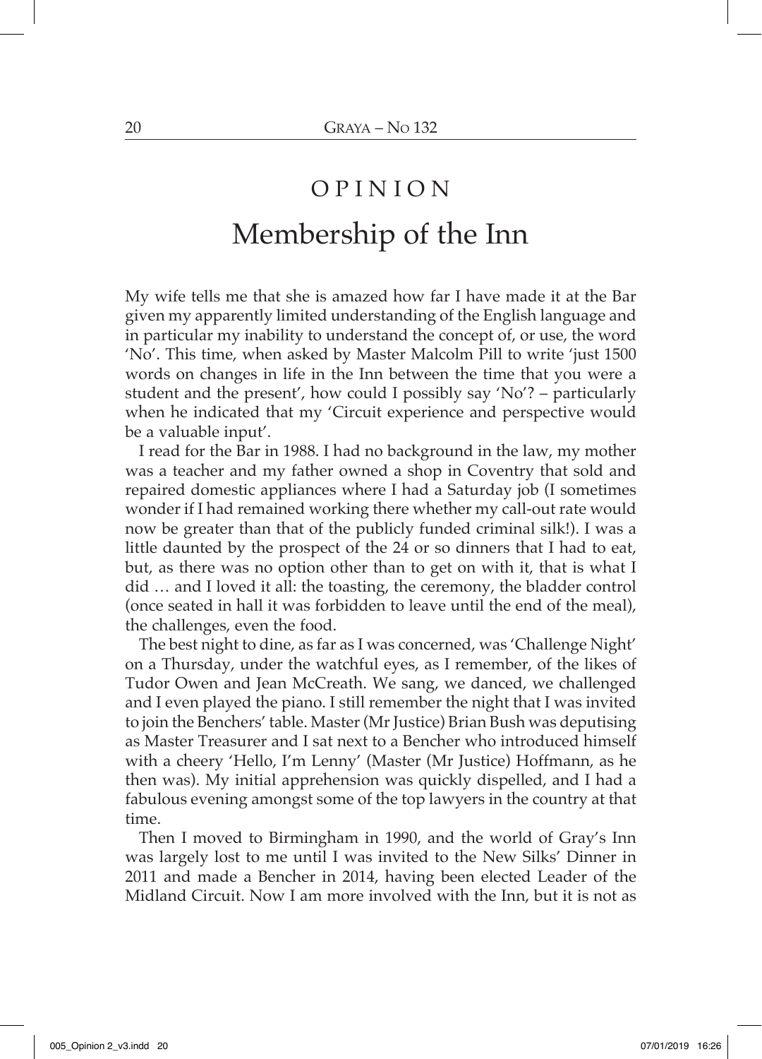# OPINION

## Membership of the Inn

My wife tells me that she is amazed how far I have made it at the Bar given my apparently limited understanding of the English language and in particular my inability to understand the concept of, or use, the word 'No'. This time, when asked by Master Malcolm Pill to write 'just 1500 words on changes in life in the Inn between the time that you were a student and the present', how could I possibly say 'No'? – particularly when he indicated that my 'Circuit experience and perspective would be a valuable input'.

I read for the Bar in 1988. I had no background in the law, my mother was a teacher and my father owned a shop in Coventry that sold and repaired domestic appliances where I had a Saturday job (I sometimes wonder if I had remained working there whether my call-out rate would now be greater than that of the publicly funded criminal silk!). I was a little daunted by the prospect of the 24 or so dinners that I had to eat, but, as there was no option other than to get on with it, that is what I did … and I loved it all: the toasting, the ceremony, the bladder control (once seated in hall it was forbidden to leave until the end of the meal), the challenges, even the food.

The best night to dine, as far as I was concerned, was 'Challenge Night' on a Thursday, under the watchful eyes, as I remember, of the likes of Tudor Owen and Jean McCreath. We sang, we danced, we challenged and I even played the piano. I still remember the night that I was invited to join the Benchers' table. Master (Mr Justice) Brian Bush was deputising as Master Treasurer and I sat next to a Bencher who introduced himself with a cheery 'Hello, I'm Lenny' (Master (Mr Justice) Hoffmann, as he then was). My initial apprehension was quickly dispelled, and I had a fabulous evening amongst some of the top lawyers in the country at that time.

Then I moved to Birmingham in 1990, and the world of Gray's Inn was largely lost to me until I was invited to the New Silks' Dinner in 2011 and made a Bencher in 2014, having been elected Leader of the Midland Circuit. Now I am more involved with the Inn, but it is not as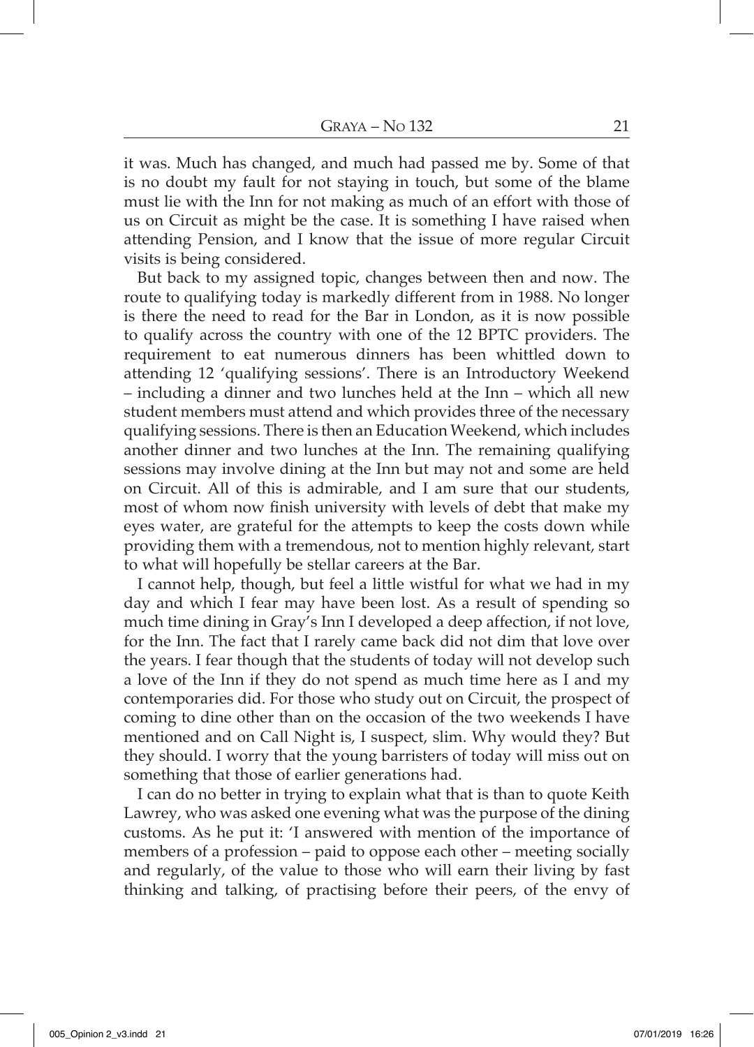it was. Much has changed, and much had passed me by. Some of that is no doubt my fault for not staying in touch, but some of the blame must lie with the Inn for not making as much of an effort with those of us on Circuit as might be the case. It is something I have raised when attending Pension, and I know that the issue of more regular Circuit visits is being considered.

But back to my assigned topic, changes between then and now. The route to qualifying today is markedly different from in 1988. No longer is there the need to read for the Bar in London, as it is now possible to qualify across the country with one of the 12 BPTC providers. The requirement to eat numerous dinners has been whittled down to attending 12 'qualifying sessions'. There is an Introductory Weekend – including a dinner and two lunches held at the Inn – which all new student members must attend and which provides three of the necessary qualifying sessions. There is then an Education Weekend, which includes another dinner and two lunches at the Inn. The remaining qualifying sessions may involve dining at the Inn but may not and some are held on Circuit. All of this is admirable, and I am sure that our students, most of whom now finish university with levels of debt that make my eyes water, are grateful for the attempts to keep the costs down while providing them with a tremendous, not to mention highly relevant, start to what will hopefully be stellar careers at the Bar.

I cannot help, though, but feel a little wistful for what we had in my day and which I fear may have been lost. As a result of spending so much time dining in Gray's Inn I developed a deep affection, if not love, for the Inn. The fact that I rarely came back did not dim that love over the years. I fear though that the students of today will not develop such a love of the Inn if they do not spend as much time here as I and my contemporaries did. For those who study out on Circuit, the prospect of coming to dine other than on the occasion of the two weekends I have mentioned and on Call Night is, I suspect, slim. Why would they? But they should. I worry that the young barristers of today will miss out on something that those of earlier generations had.

I can do no better in trying to explain what that is than to quote Keith Lawrey, who was asked one evening what was the purpose of the dining customs. As he put it: 'I answered with mention of the importance of members of a profession – paid to oppose each other – meeting socially and regularly, of the value to those who will earn their living by fast thinking and talking, of practising before their peers, of the envy of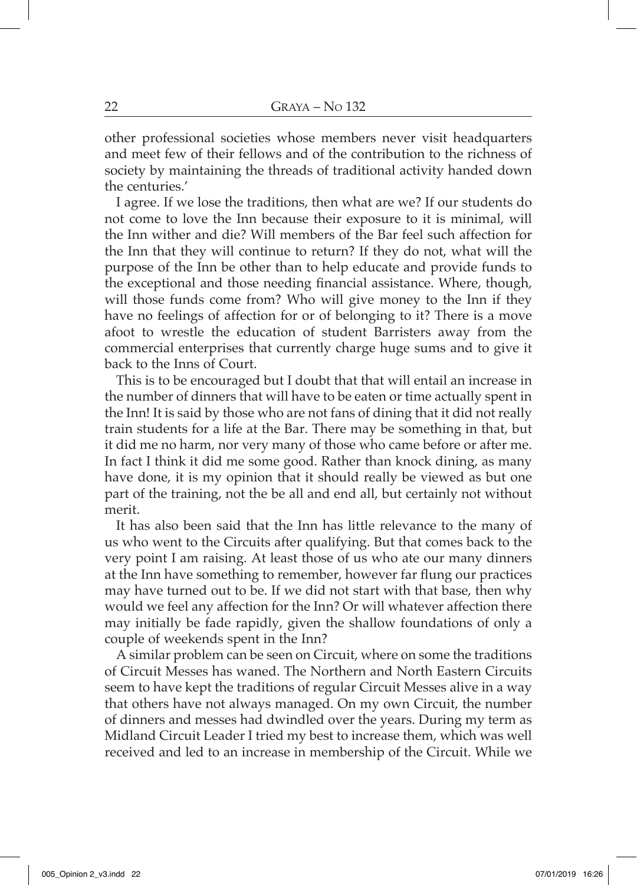other professional societies whose members never visit headquarters and meet few of their fellows and of the contribution to the richness of society by maintaining the threads of traditional activity handed down the centuries.'

I agree. If we lose the traditions, then what are we? If our students do not come to love the Inn because their exposure to it is minimal, will the Inn wither and die? Will members of the Bar feel such affection for the Inn that they will continue to return? If they do not, what will the purpose of the Inn be other than to help educate and provide funds to the exceptional and those needing financial assistance. Where, though, will those funds come from? Who will give money to the Inn if they have no feelings of affection for or of belonging to it? There is a move afoot to wrestle the education of student Barristers away from the commercial enterprises that currently charge huge sums and to give it back to the Inns of Court.

This is to be encouraged but I doubt that that will entail an increase in the number of dinners that will have to be eaten or time actually spent in the Inn! It is said by those who are not fans of dining that it did not really train students for a life at the Bar. There may be something in that, but it did me no harm, nor very many of those who came before or after me. In fact I think it did me some good. Rather than knock dining, as many have done, it is my opinion that it should really be viewed as but one part of the training, not the be all and end all, but certainly not without merit.

It has also been said that the Inn has little relevance to the many of us who went to the Circuits after qualifying. But that comes back to the very point I am raising. At least those of us who ate our many dinners at the Inn have something to remember, however far flung our practices may have turned out to be. If we did not start with that base, then why would we feel any affection for the Inn? Or will whatever affection there may initially be fade rapidly, given the shallow foundations of only a couple of weekends spent in the Inn?

A similar problem can be seen on Circuit, where on some the traditions of Circuit Messes has waned. The Northern and North Eastern Circuits seem to have kept the traditions of regular Circuit Messes alive in a way that others have not always managed. On my own Circuit, the number of dinners and messes had dwindled over the years. During my term as Midland Circuit Leader I tried my best to increase them, which was well received and led to an increase in membership of the Circuit. While we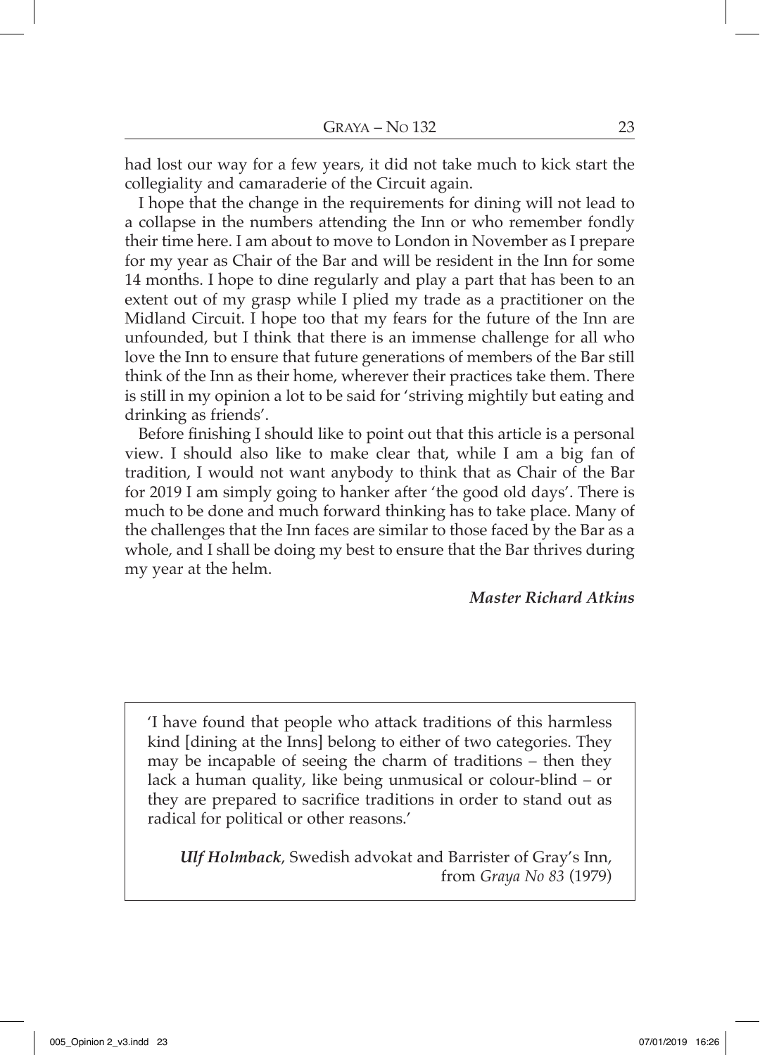had lost our way for a few years, it did not take much to kick start the collegiality and camaraderie of the Circuit again.

I hope that the change in the requirements for dining will not lead to a collapse in the numbers attending the Inn or who remember fondly their time here. I am about to move to London in November as I prepare for my year as Chair of the Bar and will be resident in the Inn for some 14 months. I hope to dine regularly and play a part that has been to an extent out of my grasp while I plied my trade as a practitioner on the Midland Circuit. I hope too that my fears for the future of the Inn are unfounded, but I think that there is an immense challenge for all who love the Inn to ensure that future generations of members of the Bar still think of the Inn as their home, wherever their practices take them. There is still in my opinion a lot to be said for 'striving mightily but eating and drinking as friends'.

Before finishing I should like to point out that this article is a personal view. I should also like to make clear that, while I am a big fan of tradition, I would not want anybody to think that as Chair of the Bar for 2019 I am simply going to hanker after 'the good old days'. There is much to be done and much forward thinking has to take place. Many of the challenges that the Inn faces are similar to those faced by the Bar as a whole, and I shall be doing my best to ensure that the Bar thrives during my year at the helm.

***Master Richard Atkins***

> 'I have found that people who attack traditions of this harmless kind [dining at the Inns] belong to either of two categories. They may be incapable of seeing the charm of traditions – then they lack a human quality, like being unmusical or colour-blind – or they are prepared to sacrifice traditions in order to stand out as radical for political or other reasons.'
>
> ***Ulf Holmback***, Swedish advokat and Barrister of Gray's Inn, from *Graya No 83* (1979)